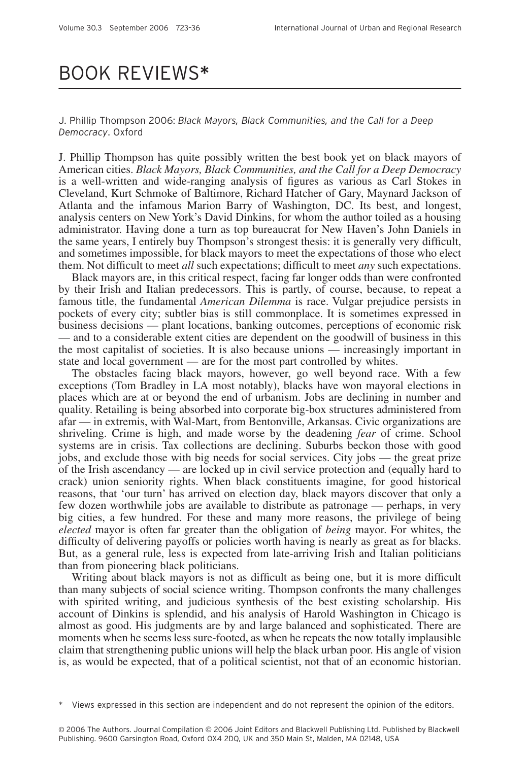# BOOK REVIEWS*

J. Phillip Thompson 2006: *Black Mayors, Black Communities, and the Call for a Deep Democracy*. Oxford

J. Phillip Thompson has quite possibly written the best book yet on black mayors of American cities. *Black Mayors, Black Communities, and the Call for a Deep Democracy* is a well-written and wide-ranging analysis of figures as various as Carl Stokes in Cleveland, Kurt Schmoke of Baltimore, Richard Hatcher of Gary, Maynard Jackson of Atlanta and the infamous Marion Barry of Washington, DC. Its best, and longest, analysis centers on New York's David Dinkins, for whom the author toiled as a housing administrator. Having done a turn as top bureaucrat for New Haven's John Daniels in the same years, I entirely buy Thompson's strongest thesis: it is generally very difficult, and sometimes impossible, for black mayors to meet the expectations of those who elect them. Not difficult to meet *all* such expectations; difficult to meet *any* such expectations.

Black mayors are, in this critical respect, facing far longer odds than were confronted by their Irish and Italian predecessors. This is partly, of course, because, to repeat a famous title, the fundamental *American Dilemma* is race. Vulgar prejudice persists in pockets of every city; subtler bias is still commonplace. It is sometimes expressed in business decisions — plant locations, banking outcomes, perceptions of economic risk — and to a considerable extent cities are dependent on the goodwill of business in this the most capitalist of societies. It is also because unions — increasingly important in state and local government — are for the most part controlled by whites.

The obstacles facing black mayors, however, go well beyond race. With a few exceptions (Tom Bradley in LA most notably), blacks have won mayoral elections in places which are at or beyond the end of urbanism. Jobs are declining in number and quality. Retailing is being absorbed into corporate big-box structures administered from afar — in extremis, with Wal-Mart, from Bentonville, Arkansas. Civic organizations are shriveling. Crime is high, and made worse by the deadening *fear* of crime. School systems are in crisis. Tax collections are declining. Suburbs beckon those with good jobs, and exclude those with big needs for social services. City jobs — the great prize of the Irish ascendancy — are locked up in civil service protection and (equally hard to crack) union seniority rights. When black constituents imagine, for good historical reasons, that 'our turn' has arrived on election day, black mayors discover that only a few dozen worthwhile jobs are available to distribute as patronage — perhaps, in very big cities, a few hundred. For these and many more reasons, the privilege of being *elected* mayor is often far greater than the obligation of *being* mayor. For whites, the difficulty of delivering payoffs or policies worth having is nearly as great as for blacks. But, as a general rule, less is expected from late-arriving Irish and Italian politicians than from pioneering black politicians.

Writing about black mayors is not as difficult as being one, but it is more difficult than many subjects of social science writing. Thompson confronts the many challenges with spirited writing, and judicious synthesis of the best existing scholarship. His account of Dinkins is splendid, and his analysis of Harold Washington in Chicago is almost as good. His judgments are by and large balanced and sophisticated. There are moments when he seems less sure-footed, as when he repeats the now totally implausible claim that strengthening public unions will help the black urban poor. His angle of vision is, as would be expected, that of a political scientist, not that of an economic historian.

\* Views expressed in this section are independent and do not represent the opinion of the editors.

© 2006 The Authors. Journal Compilation © 2006 Joint Editors and Blackwell Publishing Ltd. Published by Blackwell Publishing. 9600 Garsington Road, Oxford OX4 2DQ, UK and 350 Main St, Malden, MA 02148, USA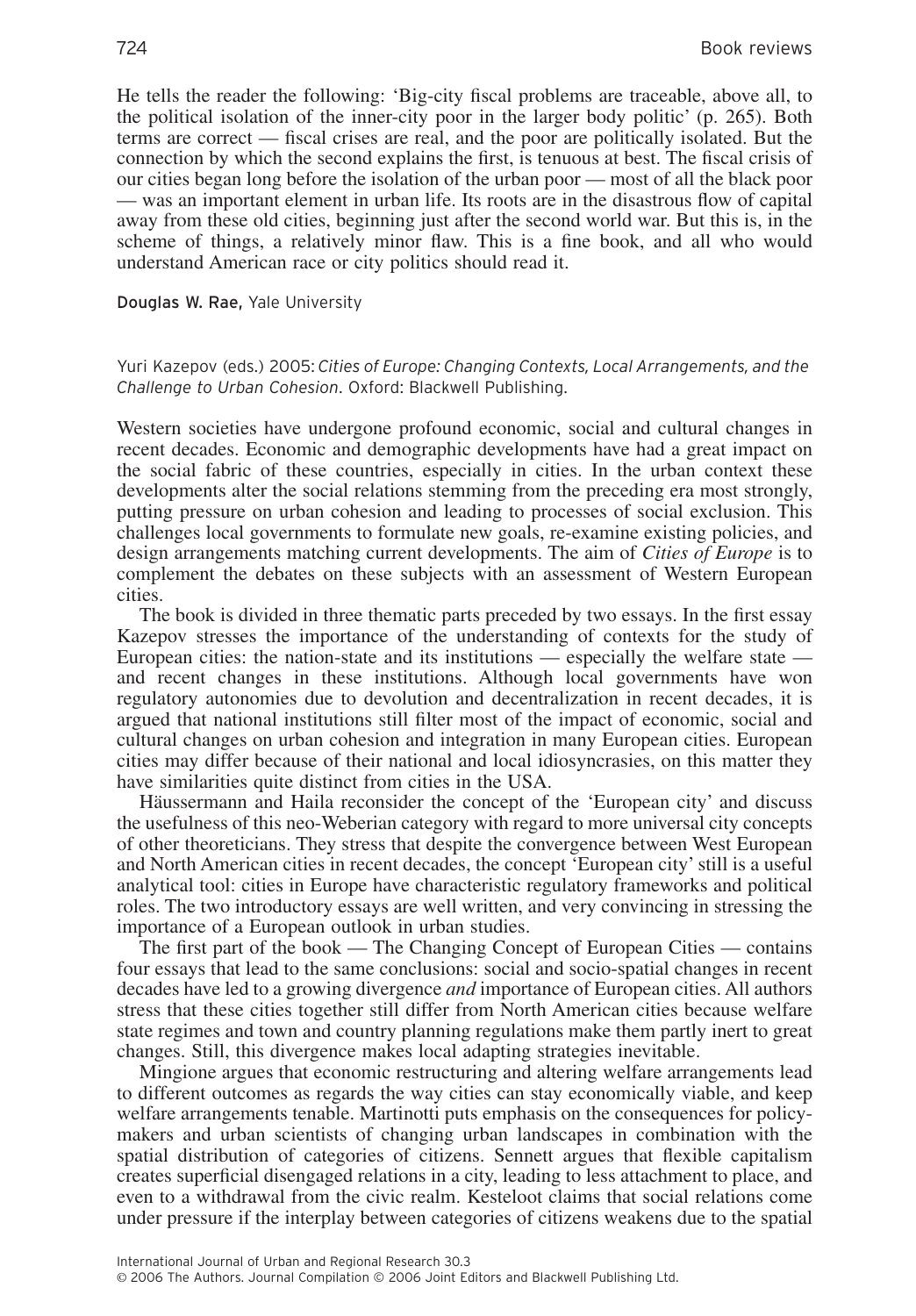He tells the reader the following: 'Big-city fiscal problems are traceable, above all, to the political isolation of the inner-city poor in the larger body politic' (p. 265). Both terms are correct — fiscal crises are real, and the poor are politically isolated. But the connection by which the second explains the first, is tenuous at best. The fiscal crisis of our cities began long before the isolation of the urban poor — most of all the black poor — was an important element in urban life. Its roots are in the disastrous flow of capital away from these old cities, beginning just after the second world war. But this is, in the scheme of things, a relatively minor flaw. This is a fine book, and all who would understand American race or city politics should read it.

**Douglas W. Rae,** Yale University

Yuri Kazepov (eds.) 2005: *Cities of Europe: Changing Contexts, Local Arrangements, and the Challenge to Urban Cohesion*. Oxford: Blackwell Publishing.

Western societies have undergone profound economic, social and cultural changes in recent decades. Economic and demographic developments have had a great impact on the social fabric of these countries, especially in cities. In the urban context these developments alter the social relations stemming from the preceding era most strongly, putting pressure on urban cohesion and leading to processes of social exclusion. This challenges local governments to formulate new goals, re-examine existing policies, and design arrangements matching current developments. The aim of *Cities of Europe* is to complement the debates on these subjects with an assessment of Western European cities.

The book is divided in three thematic parts preceded by two essays. In the first essay Kazepov stresses the importance of the understanding of contexts for the study of European cities: the nation-state and its institutions — especially the welfare state — and recent changes in these institutions. Although local governments have won regulatory autonomies due to devolution and decentralization in recent decades, it is argued that national institutions still filter most of the impact of economic, social and cultural changes on urban cohesion and integration in many European cities. European cities may differ because of their national and local idiosyncrasies, on this matter they have similarities quite distinct from cities in the USA.

Häussermann and Haila reconsider the concept of the 'European city' and discuss the usefulness of this neo-Weberian category with regard to more universal city concepts of other theoreticians. They stress that despite the convergence between West European and North American cities in recent decades, the concept 'European city' still is a useful analytical tool: cities in Europe have characteristic regulatory frameworks and political roles. The two introductory essays are well written, and very convincing in stressing the importance of a European outlook in urban studies.

The first part of the book — The Changing Concept of European Cities — contains four essays that lead to the same conclusions: social and socio-spatial changes in recent decades have led to a growing divergence *and* importance of European cities. All authors stress that these cities together still differ from North American cities because welfare state regimes and town and country planning regulations make them partly inert to great changes. Still, this divergence makes local adapting strategies inevitable.

Mingione argues that economic restructuring and altering welfare arrangements lead to different outcomes as regards the way cities can stay economically viable, and keep welfare arrangements tenable. Martinotti puts emphasis on the consequences for policy-makers and urban scientists of changing urban landscapes in combination with the spatial distribution of categories of citizens. Sennett argues that flexible capitalism creates superficial disengaged relations in a city, leading to less attachment to place, and even to a withdrawal from the civic realm. Kesteloot claims that social relations come under pressure if the interplay between categories of citizens weakens due to the spatial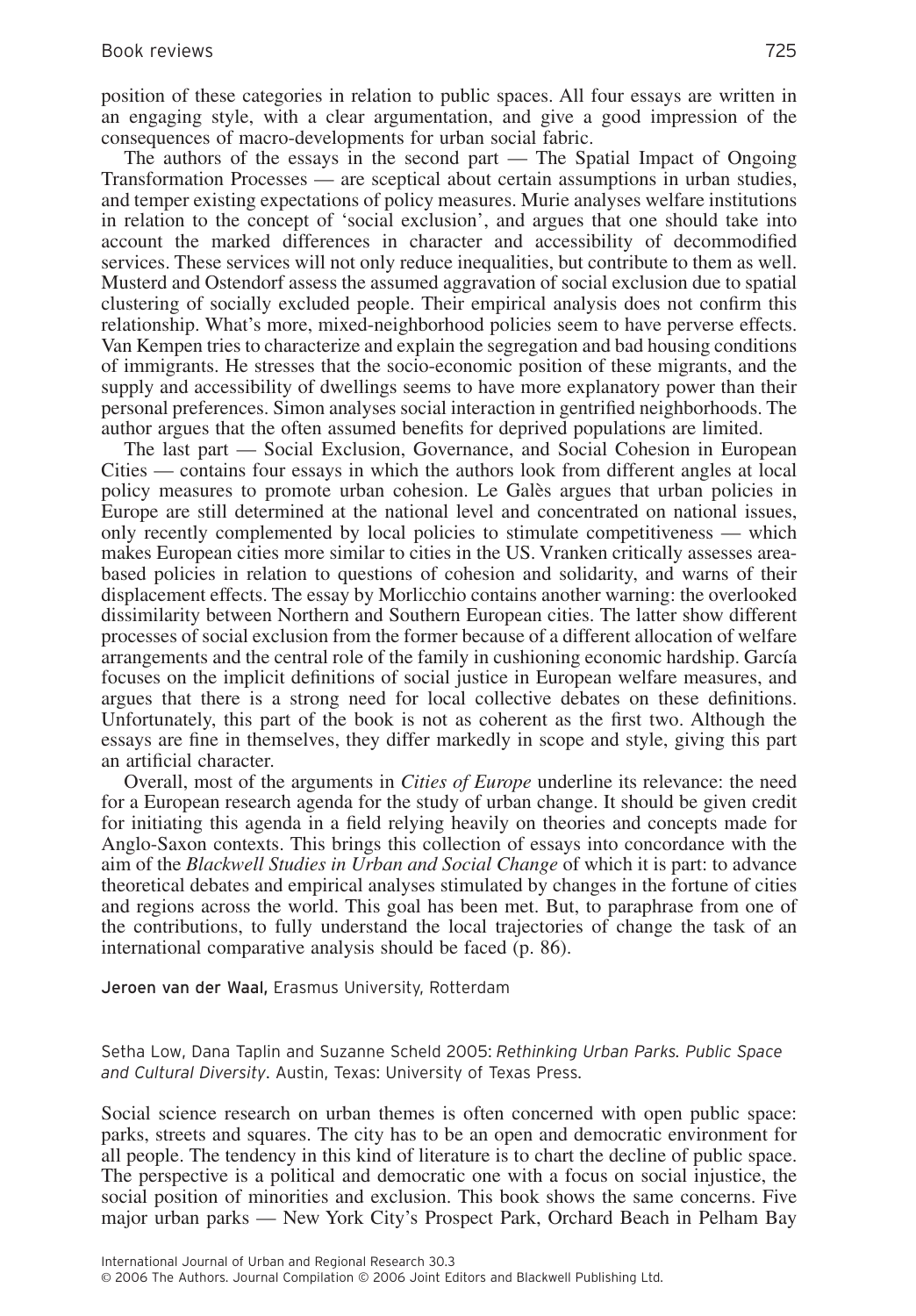position of these categories in relation to public spaces. All four essays are written in an engaging style, with a clear argumentation, and give a good impression of the consequences of macro-developments for urban social fabric.

The authors of the essays in the second part — The Spatial Impact of Ongoing Transformation Processes — are sceptical about certain assumptions in urban studies, and temper existing expectations of policy measures. Murie analyses welfare institutions in relation to the concept of 'social exclusion', and argues that one should take into account the marked differences in character and accessibility of decommodified services. These services will not only reduce inequalities, but contribute to them as well. Musterd and Ostendorf assess the assumed aggravation of social exclusion due to spatial clustering of socially excluded people. Their empirical analysis does not confirm this relationship. What's more, mixed-neighborhood policies seem to have perverse effects. Van Kempen tries to characterize and explain the segregation and bad housing conditions of immigrants. He stresses that the socio-economic position of these migrants, and the supply and accessibility of dwellings seems to have more explanatory power than their personal preferences. Simon analyses social interaction in gentrified neighborhoods. The author argues that the often assumed benefits for deprived populations are limited.

The last part — Social Exclusion, Governance, and Social Cohesion in European Cities — contains four essays in which the authors look from different angles at local policy measures to promote urban cohesion. Le Galès argues that urban policies in Europe are still determined at the national level and concentrated on national issues, only recently complemented by local policies to stimulate competitiveness — which makes European cities more similar to cities in the US. Vranken critically assesses area-based policies in relation to questions of cohesion and solidarity, and warns of their displacement effects. The essay by Morlicchio contains another warning: the overlooked dissimilarity between Northern and Southern European cities. The latter show different processes of social exclusion from the former because of a different allocation of welfare arrangements and the central role of the family in cushioning economic hardship. García focuses on the implicit definitions of social justice in European welfare measures, and argues that there is a strong need for local collective debates on these definitions. Unfortunately, this part of the book is not as coherent as the first two. Although the essays are fine in themselves, they differ markedly in scope and style, giving this part an artificial character.

Overall, most of the arguments in *Cities of Europe* underline its relevance: the need for a European research agenda for the study of urban change. It should be given credit for initiating this agenda in a field relying heavily on theories and concepts made for Anglo-Saxon contexts. This brings this collection of essays into concordance with the aim of the *Blackwell Studies in Urban and Social Change* of which it is part: to advance theoretical debates and empirical analyses stimulated by changes in the fortune of cities and regions across the world. This goal has been met. But, to paraphrase from one of the contributions, to fully understand the local trajectories of change the task of an international comparative analysis should be faced (p. 86).

**Jeroen van der Waal,** Erasmus University, Rotterdam

Setha Low, Dana Taplin and Suzanne Scheld 2005: *Rethinking Urban Parks. Public Space and Cultural Diversity*. Austin, Texas: University of Texas Press.

Social science research on urban themes is often concerned with open public space: parks, streets and squares. The city has to be an open and democratic environment for all people. The tendency in this kind of literature is to chart the decline of public space. The perspective is a political and democratic one with a focus on social injustice, the social position of minorities and exclusion. This book shows the same concerns. Five major urban parks — New York City's Prospect Park, Orchard Beach in Pelham Bay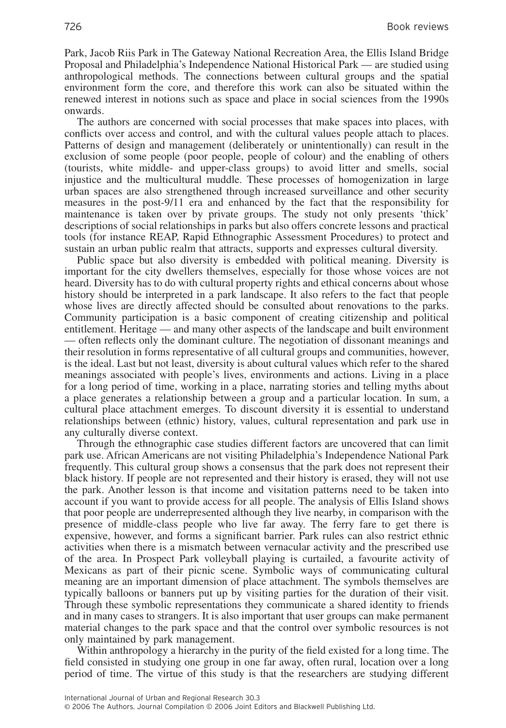Park, Jacob Riis Park in The Gateway National Recreation Area, the Ellis Island Bridge Proposal and Philadelphia's Independence National Historical Park — are studied using anthropological methods. The connections between cultural groups and the spatial environment form the core, and therefore this work can also be situated within the renewed interest in notions such as space and place in social sciences from the 1990s onwards.

The authors are concerned with social processes that make spaces into places, with conflicts over access and control, and with the cultural values people attach to places. Patterns of design and management (deliberately or unintentionally) can result in the exclusion of some people (poor people, people of colour) and the enabling of others (tourists, white middle- and upper-class groups) to avoid litter and smells, social injustice and the multicultural muddle. These processes of homogenization in large urban spaces are also strengthened through increased surveillance and other security measures in the post-9/11 era and enhanced by the fact that the responsibility for maintenance is taken over by private groups. The study not only presents 'thick' descriptions of social relationships in parks but also offers concrete lessons and practical tools (for instance REAP, Rapid Ethnographic Assessment Procedures) to protect and sustain an urban public realm that attracts, supports and expresses cultural diversity.

Public space but also diversity is embedded with political meaning. Diversity is important for the city dwellers themselves, especially for those whose voices are not heard. Diversity has to do with cultural property rights and ethical concerns about whose history should be interpreted in a park landscape. It also refers to the fact that people whose lives are directly affected should be consulted about renovations to the parks. Community participation is a basic component of creating citizenship and political entitlement. Heritage — and many other aspects of the landscape and built environment — often reflects only the dominant culture. The negotiation of dissonant meanings and their resolution in forms representative of all cultural groups and communities, however, is the ideal. Last but not least, diversity is about cultural values which refer to the shared meanings associated with people's lives, environments and actions. Living in a place for a long period of time, working in a place, narrating stories and telling myths about a place generates a relationship between a group and a particular location. In sum, a cultural place attachment emerges. To discount diversity it is essential to understand relationships between (ethnic) history, values, cultural representation and park use in any culturally diverse context.

Through the ethnographic case studies different factors are uncovered that can limit park use. African Americans are not visiting Philadelphia's Independence National Park frequently. This cultural group shows a consensus that the park does not represent their black history. If people are not represented and their history is erased, they will not use the park. Another lesson is that income and visitation patterns need to be taken into account if you want to provide access for all people. The analysis of Ellis Island shows that poor people are underrepresented although they live nearby, in comparison with the presence of middle-class people who live far away. The ferry fare to get there is expensive, however, and forms a significant barrier. Park rules can also restrict ethnic activities when there is a mismatch between vernacular activity and the prescribed use of the area. In Prospect Park volleyball playing is curtailed, a favourite activity of Mexicans as part of their picnic scene. Symbolic ways of communicating cultural meaning are an important dimension of place attachment. The symbols themselves are typically balloons or banners put up by visiting parties for the duration of their visit. Through these symbolic representations they communicate a shared identity to friends and in many cases to strangers. It is also important that user groups can make permanent material changes to the park space and that the control over symbolic resources is not only maintained by park management.

Within anthropology a hierarchy in the purity of the field existed for a long time. The field consisted in studying one group in one far away, often rural, location over a long period of time. The virtue of this study is that the researchers are studying different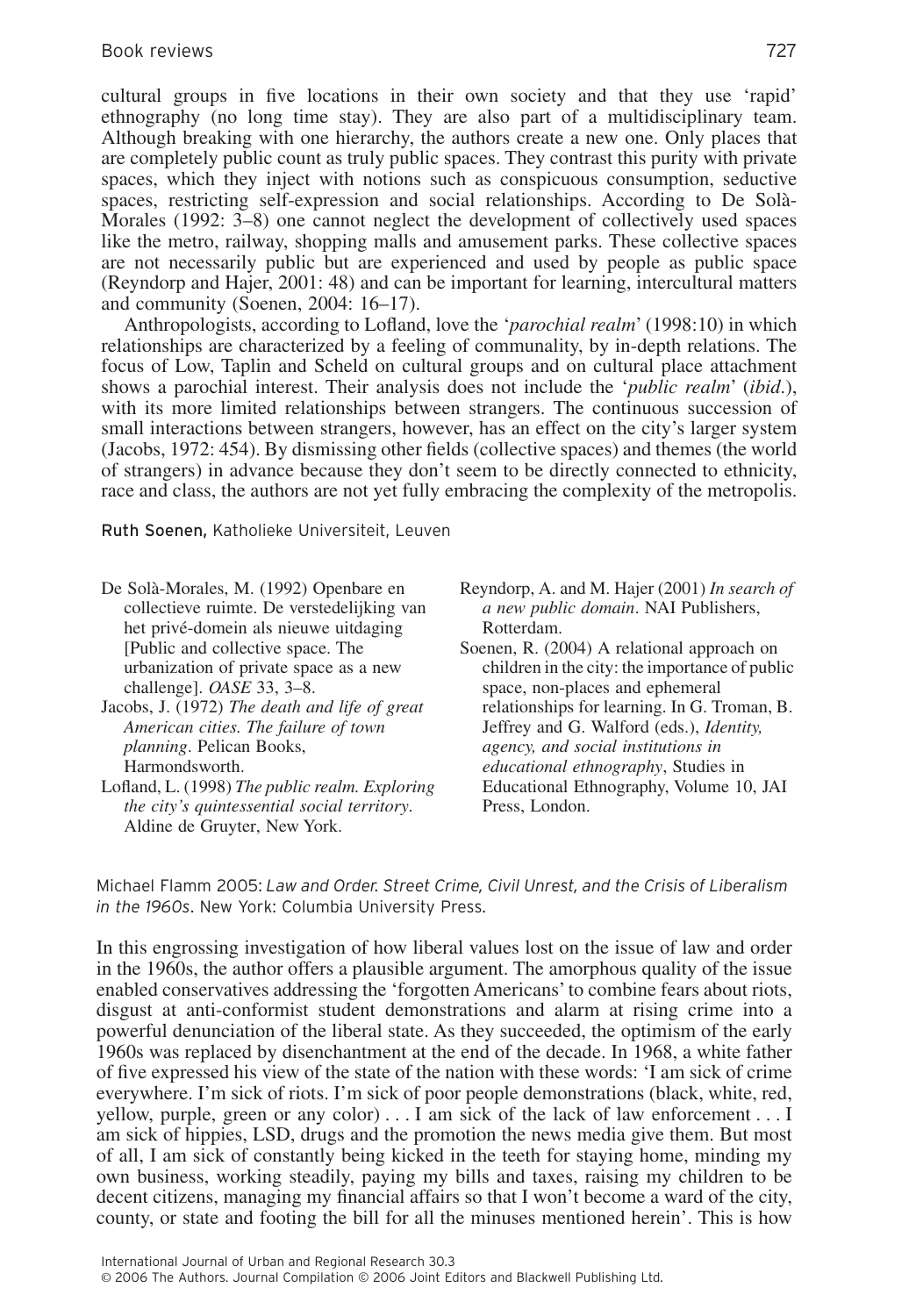cultural groups in five locations in their own society and that they use 'rapid' ethnography (no long time stay). They are also part of a multidisciplinary team. Although breaking with one hierarchy, the authors create a new one. Only places that are completely public count as truly public spaces. They contrast this purity with private spaces, which they inject with notions such as conspicuous consumption, seductive spaces, restricting self-expression and social relationships. According to De Solà-Morales (1992: 3–8) one cannot neglect the development of collectively used spaces like the metro, railway, shopping malls and amusement parks. These collective spaces are not necessarily public but are experienced and used by people as public space (Reyndorp and Hajer, 2001: 48) and can be important for learning, intercultural matters and community (Soenen, 2004: 16–17).

Anthropologists, according to Lofland, love the '*parochial realm*' (1998:10) in which relationships are characterized by a feeling of communality, by in-depth relations. The focus of Low, Taplin and Scheld on cultural groups and on cultural place attachment shows a parochial interest. Their analysis does not include the '*public realm*' (*ibid*.), with its more limited relationships between strangers. The continuous succession of small interactions between strangers, however, has an effect on the city's larger system (Jacobs, 1972: 454). By dismissing other fields (collective spaces) and themes (the world of strangers) in advance because they don't seem to be directly connected to ethnicity, race and class, the authors are not yet fully embracing the complexity of the metropolis.

**Ruth Soenen,** Katholieke Universiteit, Leuven

De Solà-Morales, M. (1992) Openbare en collectieve ruimte. De verstedelijking van het privé-domein als nieuwe uitdaging [Public and collective space. The urbanization of private space as a new challenge]. *OASE* 33, 3–8.

Jacobs, J. (1972) *The death and life of great American cities. The failure of town planning*. Pelican Books, Harmondsworth.

Lofland, L. (1998) *The public realm. Exploring the city's quintessential social territory*. Aldine de Gruyter, New York.

Reyndorp, A. and M. Hajer (2001) *In search of a new public domain*. NAI Publishers, Rotterdam.

Soenen, R. (2004) A relational approach on children in the city: the importance of public space, non-places and ephemeral relationships for learning. In G. Troman, B. Jeffrey and G. Walford (eds.), *Identity, agency, and social institutions in educational ethnography*, Studies in Educational Ethnography, Volume 10, JAI Press, London.

Michael Flamm 2005: *Law and Order. Street Crime, Civil Unrest, and the Crisis of Liberalism in the 1960s*. New York: Columbia University Press.

In this engrossing investigation of how liberal values lost on the issue of law and order in the 1960s, the author offers a plausible argument. The amorphous quality of the issue enabled conservatives addressing the 'forgotten Americans' to combine fears about riots, disgust at anti-conformist student demonstrations and alarm at rising crime into a powerful denunciation of the liberal state. As they succeeded, the optimism of the early 1960s was replaced by disenchantment at the end of the decade. In 1968, a white father of five expressed his view of the state of the nation with these words: 'I am sick of crime everywhere. I'm sick of riots. I'm sick of poor people demonstrations (black, white, red, yellow, purple, green or any color) . . . I am sick of the lack of law enforcement . . . I am sick of hippies, LSD, drugs and the promotion the news media give them. But most of all, I am sick of constantly being kicked in the teeth for staying home, minding my own business, working steadily, paying my bills and taxes, raising my children to be decent citizens, managing my financial affairs so that I won't become a ward of the city, county, or state and footing the bill for all the minuses mentioned herein'. This is how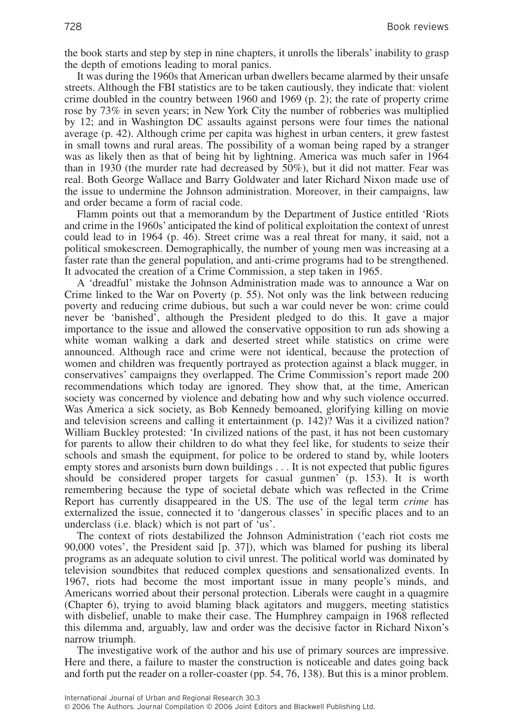the book starts and step by step in nine chapters, it unrolls the liberals' inability to grasp the depth of emotions leading to moral panics.

It was during the 1960s that American urban dwellers became alarmed by their unsafe streets. Although the FBI statistics are to be taken cautiously, they indicate that: violent crime doubled in the country between 1960 and 1969 (p. 2); the rate of property crime rose by 73% in seven years; in New York City the number of robberies was multiplied by 12; and in Washington DC assaults against persons were four times the national average (p. 42). Although crime per capita was highest in urban centers, it grew fastest in small towns and rural areas. The possibility of a woman being raped by a stranger was as likely then as that of being hit by lightning. America was much safer in 1964 than in 1930 (the murder rate had decreased by 50%), but it did not matter. Fear was real. Both George Wallace and Barry Goldwater and later Richard Nixon made use of the issue to undermine the Johnson administration. Moreover, in their campaigns, law and order became a form of racial code.

Flamm points out that a memorandum by the Department of Justice entitled 'Riots and crime in the 1960s' anticipated the kind of political exploitation the context of unrest could lead to in 1964 (p. 46). Street crime was a real threat for many, it said, not a political smokescreen. Demographically, the number of young men was increasing at a faster rate than the general population, and anti-crime programs had to be strengthened. It advocated the creation of a Crime Commission, a step taken in 1965.

A 'dreadful' mistake the Johnson Administration made was to announce a War on Crime linked to the War on Poverty (p. 55). Not only was the link between reducing poverty and reducing crime dubious, but such a war could never be won: crime could never be 'banished', although the President pledged to do this. It gave a major importance to the issue and allowed the conservative opposition to run ads showing a white woman walking a dark and deserted street while statistics on crime were announced. Although race and crime were not identical, because the protection of women and children was frequently portrayed as protection against a black mugger, in conservatives' campaigns they overlapped. The Crime Commission's report made 200 recommendations which today are ignored. They show that, at the time, American society was concerned by violence and debating how and why such violence occurred. Was America a sick society, as Bob Kennedy bemoaned, glorifying killing on movie and television screens and calling it entertainment (p. 142)? Was it a civilized nation? William Buckley protested: 'In civilized nations of the past, it has not been customary for parents to allow their children to do what they feel like, for students to seize their schools and smash the equipment, for police to be ordered to stand by, while looters empty stores and arsonists burn down buildings . . . It is not expected that public figures should be considered proper targets for casual gunmen' (p. 153). It is worth remembering because the type of societal debate which was reflected in the Crime Report has currently disappeared in the US. The use of the legal term *crime* has externalized the issue, connected it to 'dangerous classes' in specific places and to an underclass (i.e. black) which is not part of 'us'.

The context of riots destabilized the Johnson Administration ('each riot costs me 90,000 votes', the President said [p. 37]), which was blamed for pushing its liberal programs as an adequate solution to civil unrest. The political world was dominated by television soundbites that reduced complex questions and sensationalized events. In 1967, riots had become the most important issue in many people's minds, and Americans worried about their personal protection. Liberals were caught in a quagmire (Chapter 6), trying to avoid blaming black agitators and muggers, meeting statistics with disbelief, unable to make their case. The Humphrey campaign in 1968 reflected this dilemma and, arguably, law and order was the decisive factor in Richard Nixon's narrow triumph.

The investigative work of the author and his use of primary sources are impressive. Here and there, a failure to master the construction is noticeable and dates going back and forth put the reader on a roller-coaster (pp. 54, 76, 138). But this is a minor problem.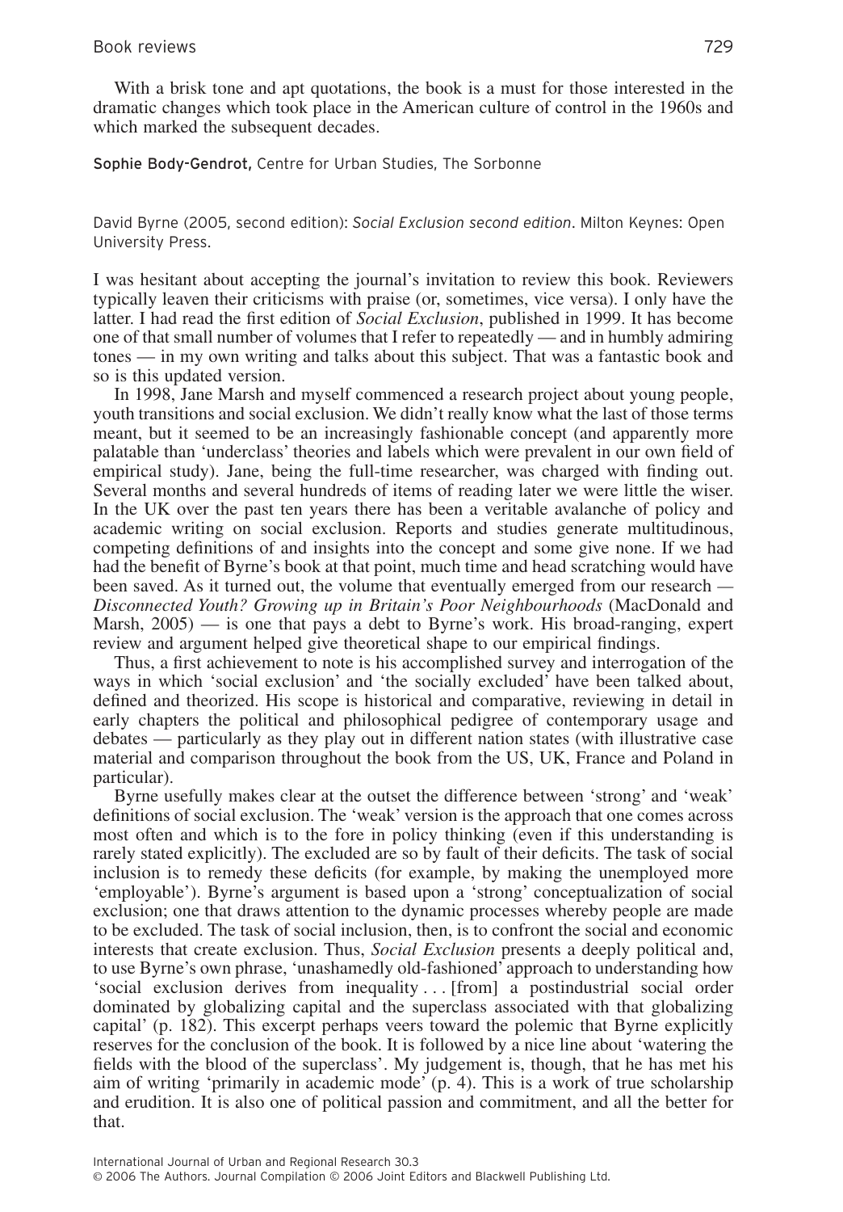With a brisk tone and apt quotations, the book is a must for those interested in the dramatic changes which took place in the American culture of control in the 1960s and which marked the subsequent decades.

**Sophie Body-Gendrot,** Centre for Urban Studies, The Sorbonne

David Byrne (2005, second edition): *Social Exclusion second edition*. Milton Keynes: Open University Press.

I was hesitant about accepting the journal's invitation to review this book. Reviewers typically leaven their criticisms with praise (or, sometimes, vice versa). I only have the latter. I had read the first edition of *Social Exclusion*, published in 1999. It has become one of that small number of volumes that I refer to repeatedly — and in humbly admiring tones — in my own writing and talks about this subject. That was a fantastic book and so is this updated version.

In 1998, Jane Marsh and myself commenced a research project about young people, youth transitions and social exclusion. We didn't really know what the last of those terms meant, but it seemed to be an increasingly fashionable concept (and apparently more palatable than 'underclass' theories and labels which were prevalent in our own field of empirical study). Jane, being the full-time researcher, was charged with finding out. Several months and several hundreds of items of reading later we were little the wiser. In the UK over the past ten years there has been a veritable avalanche of policy and academic writing on social exclusion. Reports and studies generate multitudinous, competing definitions of and insights into the concept and some give none. If we had had the benefit of Byrne's book at that point, much time and head scratching would have been saved. As it turned out, the volume that eventually emerged from our research — *Disconnected Youth? Growing up in Britain's Poor Neighbourhoods* (MacDonald and Marsh, 2005) — is one that pays a debt to Byrne's work. His broad-ranging, expert review and argument helped give theoretical shape to our empirical findings.

Thus, a first achievement to note is his accomplished survey and interrogation of the ways in which 'social exclusion' and 'the socially excluded' have been talked about, defined and theorized. His scope is historical and comparative, reviewing in detail in early chapters the political and philosophical pedigree of contemporary usage and debates — particularly as they play out in different nation states (with illustrative case material and comparison throughout the book from the US, UK, France and Poland in particular).

Byrne usefully makes clear at the outset the difference between 'strong' and 'weak' definitions of social exclusion. The 'weak' version is the approach that one comes across most often and which is to the fore in policy thinking (even if this understanding is rarely stated explicitly). The excluded are so by fault of their deficits. The task of social inclusion is to remedy these deficits (for example, by making the unemployed more 'employable'). Byrne's argument is based upon a 'strong' conceptualization of social exclusion; one that draws attention to the dynamic processes whereby people are made to be excluded. The task of social inclusion, then, is to confront the social and economic interests that create exclusion. Thus, *Social Exclusion* presents a deeply political and, to use Byrne's own phrase, 'unashamedly old-fashioned' approach to understanding how 'social exclusion derives from inequality . . . [from] a postindustrial social order dominated by globalizing capital and the superclass associated with that globalizing capital' (p. 182). This excerpt perhaps veers toward the polemic that Byrne explicitly reserves for the conclusion of the book. It is followed by a nice line about 'watering the fields with the blood of the superclass'. My judgement is, though, that he has met his aim of writing 'primarily in academic mode' (p. 4). This is a work of true scholarship and erudition. It is also one of political passion and commitment, and all the better for that.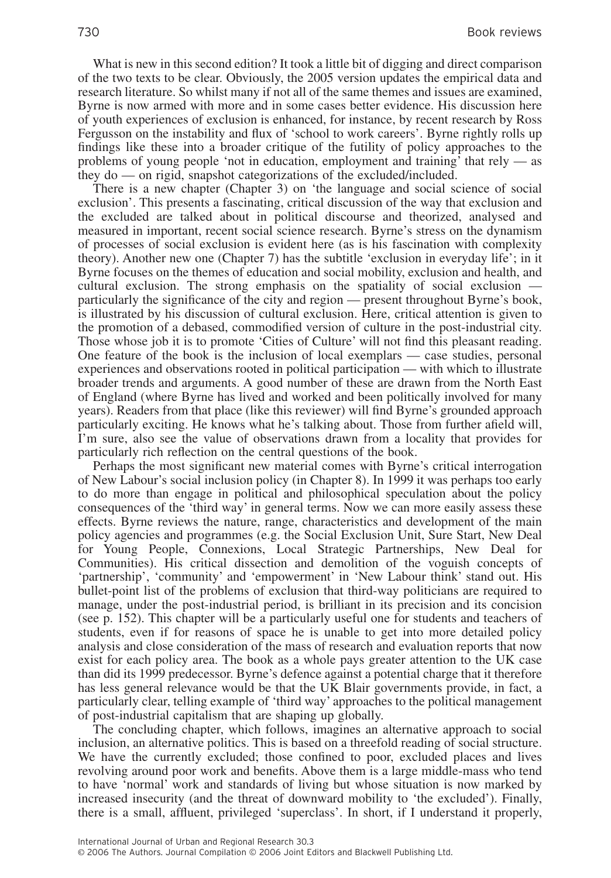What is new in this second edition? It took a little bit of digging and direct comparison of the two texts to be clear. Obviously, the 2005 version updates the empirical data and research literature. So whilst many if not all of the same themes and issues are examined, Byrne is now armed with more and in some cases better evidence. His discussion here of youth experiences of exclusion is enhanced, for instance, by recent research by Ross Fergusson on the instability and flux of 'school to work careers'. Byrne rightly rolls up findings like these into a broader critique of the futility of policy approaches to the problems of young people 'not in education, employment and training' that rely — as they do — on rigid, snapshot categorizations of the excluded/included.

There is a new chapter (Chapter 3) on 'the language and social science of social exclusion'. This presents a fascinating, critical discussion of the way that exclusion and the excluded are talked about in political discourse and theorized, analysed and measured in important, recent social science research. Byrne's stress on the dynamism of processes of social exclusion is evident here (as is his fascination with complexity theory). Another new one (Chapter 7) has the subtitle 'exclusion in everyday life'; in it Byrne focuses on the themes of education and social mobility, exclusion and health, and cultural exclusion. The strong emphasis on the spatiality of social exclusion — particularly the significance of the city and region — present throughout Byrne's book, is illustrated by his discussion of cultural exclusion. Here, critical attention is given to the promotion of a debased, commodified version of culture in the post-industrial city. Those whose job it is to promote 'Cities of Culture' will not find this pleasant reading. One feature of the book is the inclusion of local exemplars — case studies, personal experiences and observations rooted in political participation — with which to illustrate broader trends and arguments. A good number of these are drawn from the North East of England (where Byrne has lived and worked and been politically involved for many years). Readers from that place (like this reviewer) will find Byrne's grounded approach particularly exciting. He knows what he's talking about. Those from further afield will, I'm sure, also see the value of observations drawn from a locality that provides for particularly rich reflection on the central questions of the book.

Perhaps the most significant new material comes with Byrne's critical interrogation of New Labour's social inclusion policy (in Chapter 8). In 1999 it was perhaps too early to do more than engage in political and philosophical speculation about the policy consequences of the 'third way' in general terms. Now we can more easily assess these effects. Byrne reviews the nature, range, characteristics and development of the main policy agencies and programmes (e.g. the Social Exclusion Unit, Sure Start, New Deal for Young People, Connexions, Local Strategic Partnerships, New Deal for Communities). His critical dissection and demolition of the voguish concepts of 'partnership', 'community' and 'empowerment' in 'New Labour think' stand out. His bullet-point list of the problems of exclusion that third-way politicians are required to manage, under the post-industrial period, is brilliant in its precision and its concision (see p. 152). This chapter will be a particularly useful one for students and teachers of students, even if for reasons of space he is unable to get into more detailed policy analysis and close consideration of the mass of research and evaluation reports that now exist for each policy area. The book as a whole pays greater attention to the UK case than did its 1999 predecessor. Byrne's defence against a potential charge that it therefore has less general relevance would be that the UK Blair governments provide, in fact, a particularly clear, telling example of 'third way' approaches to the political management of post-industrial capitalism that are shaping up globally.

The concluding chapter, which follows, imagines an alternative approach to social inclusion, an alternative politics. This is based on a threefold reading of social structure. We have the currently excluded; those confined to poor, excluded places and lives revolving around poor work and benefits. Above them is a large middle-mass who tend to have 'normal' work and standards of living but whose situation is now marked by increased insecurity (and the threat of downward mobility to 'the excluded'). Finally, there is a small, affluent, privileged 'superclass'. In short, if I understand it properly,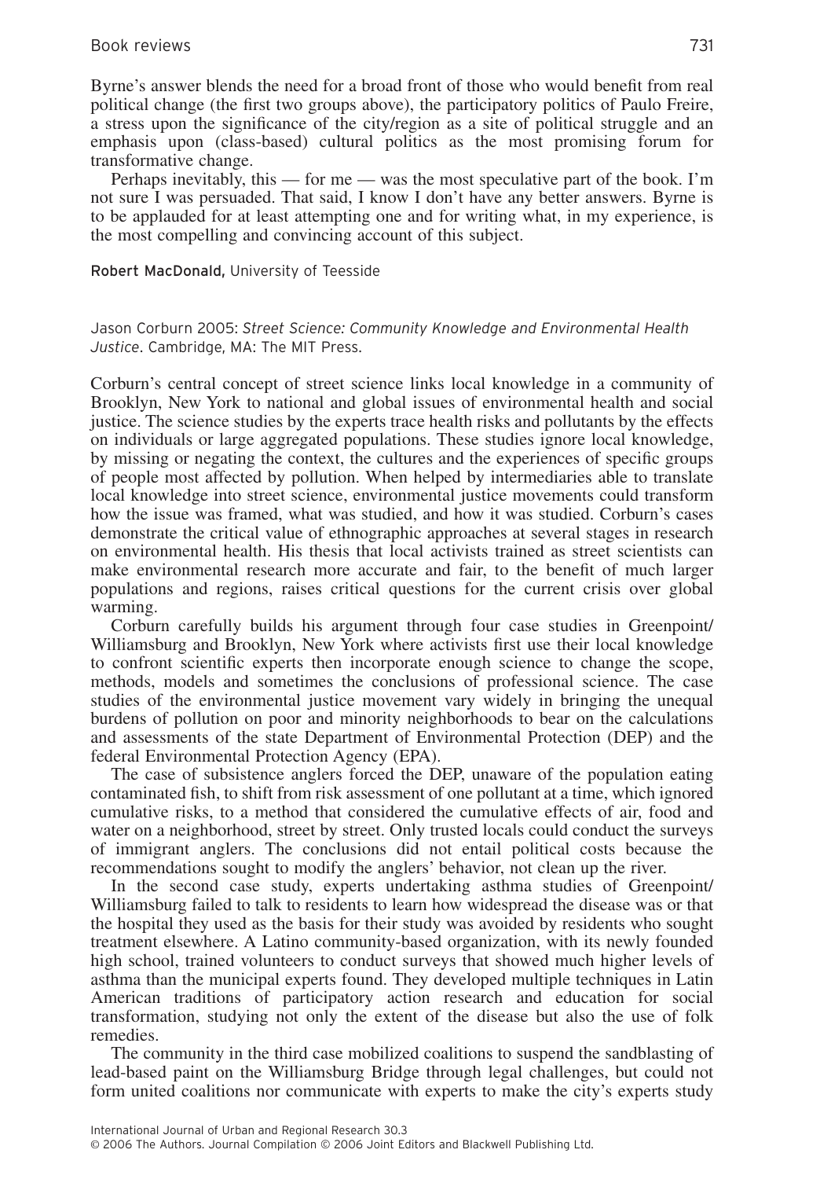Byrne's answer blends the need for a broad front of those who would benefit from real political change (the first two groups above), the participatory politics of Paulo Freire, a stress upon the significance of the city/region as a site of political struggle and an emphasis upon (class-based) cultural politics as the most promising forum for transformative change.

Perhaps inevitably, this — for me — was the most speculative part of the book. I'm not sure I was persuaded. That said, I know I don't have any better answers. Byrne is to be applauded for at least attempting one and for writing what, in my experience, is the most compelling and convincing account of this subject.

**Robert MacDonald,** University of Teesside

Jason Corburn 2005: *Street Science: Community Knowledge and Environmental Health Justice*. Cambridge, MA: The MIT Press.

Corburn's central concept of street science links local knowledge in a community of Brooklyn, New York to national and global issues of environmental health and social justice. The science studies by the experts trace health risks and pollutants by the effects on individuals or large aggregated populations. These studies ignore local knowledge, by missing or negating the context, the cultures and the experiences of specific groups of people most affected by pollution. When helped by intermediaries able to translate local knowledge into street science, environmental justice movements could transform how the issue was framed, what was studied, and how it was studied. Corburn's cases demonstrate the critical value of ethnographic approaches at several stages in research on environmental health. His thesis that local activists trained as street scientists can make environmental research more accurate and fair, to the benefit of much larger populations and regions, raises critical questions for the current crisis over global warming.

Corburn carefully builds his argument through four case studies in Greenpoint/Williamsburg and Brooklyn, New York where activists first use their local knowledge to confront scientific experts then incorporate enough science to change the scope, methods, models and sometimes the conclusions of professional science. The case studies of the environmental justice movement vary widely in bringing the unequal burdens of pollution on poor and minority neighborhoods to bear on the calculations and assessments of the state Department of Environmental Protection (DEP) and the federal Environmental Protection Agency (EPA).

The case of subsistence anglers forced the DEP, unaware of the population eating contaminated fish, to shift from risk assessment of one pollutant at a time, which ignored cumulative risks, to a method that considered the cumulative effects of air, food and water on a neighborhood, street by street. Only trusted locals could conduct the surveys of immigrant anglers. The conclusions did not entail political costs because the recommendations sought to modify the anglers' behavior, not clean up the river.

In the second case study, experts undertaking asthma studies of Greenpoint/Williamsburg failed to talk to residents to learn how widespread the disease was or that the hospital they used as the basis for their study was avoided by residents who sought treatment elsewhere. A Latino community-based organization, with its newly founded high school, trained volunteers to conduct surveys that showed much higher levels of asthma than the municipal experts found. They developed multiple techniques in Latin American traditions of participatory action research and education for social transformation, studying not only the extent of the disease but also the use of folk remedies.

The community in the third case mobilized coalitions to suspend the sandblasting of lead-based paint on the Williamsburg Bridge through legal challenges, but could not form united coalitions nor communicate with experts to make the city's experts study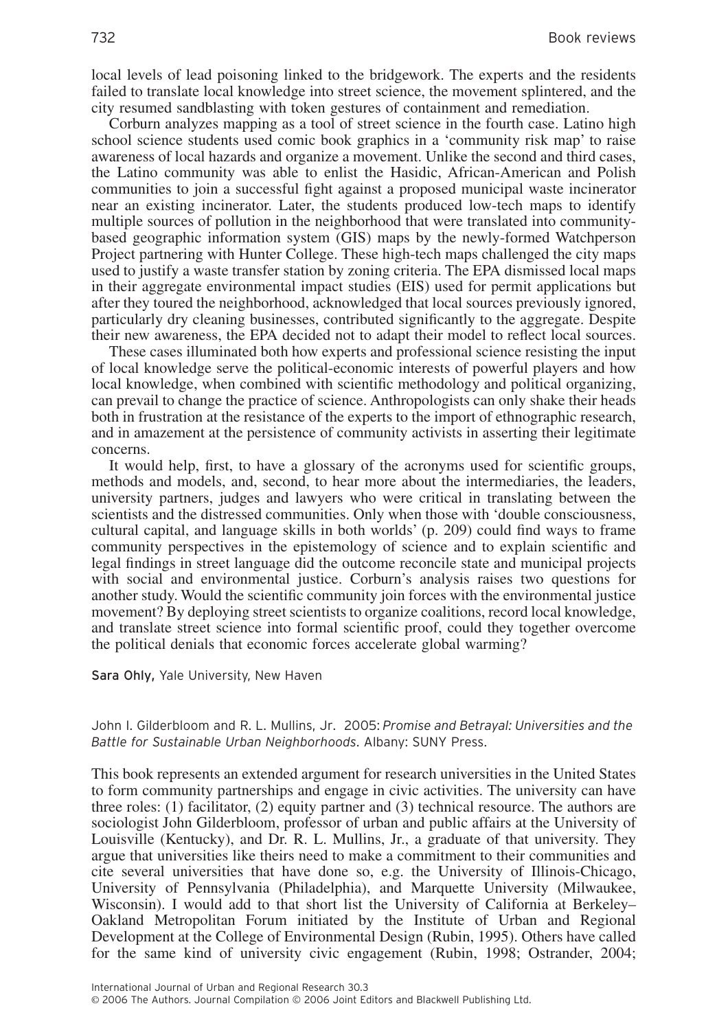local levels of lead poisoning linked to the bridgework. The experts and the residents failed to translate local knowledge into street science, the movement splintered, and the city resumed sandblasting with token gestures of containment and remediation.

Corburn analyzes mapping as a tool of street science in the fourth case. Latino high school science students used comic book graphics in a 'community risk map' to raise awareness of local hazards and organize a movement. Unlike the second and third cases, the Latino community was able to enlist the Hasidic, African-American and Polish communities to join a successful fight against a proposed municipal waste incinerator near an existing incinerator. Later, the students produced low-tech maps to identify multiple sources of pollution in the neighborhood that were translated into community-based geographic information system (GIS) maps by the newly-formed Watchperson Project partnering with Hunter College. These high-tech maps challenged the city maps used to justify a waste transfer station by zoning criteria. The EPA dismissed local maps in their aggregate environmental impact studies (EIS) used for permit applications but after they toured the neighborhood, acknowledged that local sources previously ignored, particularly dry cleaning businesses, contributed significantly to the aggregate. Despite their new awareness, the EPA decided not to adapt their model to reflect local sources.

These cases illuminated both how experts and professional science resisting the input of local knowledge serve the political-economic interests of powerful players and how local knowledge, when combined with scientific methodology and political organizing, can prevail to change the practice of science. Anthropologists can only shake their heads both in frustration at the resistance of the experts to the import of ethnographic research, and in amazement at the persistence of community activists in asserting their legitimate concerns.

It would help, first, to have a glossary of the acronyms used for scientific groups, methods and models, and, second, to hear more about the intermediaries, the leaders, university partners, judges and lawyers who were critical in translating between the scientists and the distressed communities. Only when those with 'double consciousness, cultural capital, and language skills in both worlds' (p. 209) could find ways to frame community perspectives in the epistemology of science and to explain scientific and legal findings in street language did the outcome reconcile state and municipal projects with social and environmental justice. Corburn's analysis raises two questions for another study. Would the scientific community join forces with the environmental justice movement? By deploying street scientists to organize coalitions, record local knowledge, and translate street science into formal scientific proof, could they together overcome the political denials that economic forces accelerate global warming?

**Sara Ohly,** Yale University, New Haven

John I. Gilderbloom and R. L. Mullins, Jr. 2005: *Promise and Betrayal: Universities and the Battle for Sustainable Urban Neighborhoods.* Albany: SUNY Press.

This book represents an extended argument for research universities in the United States to form community partnerships and engage in civic activities. The university can have three roles: (1) facilitator, (2) equity partner and (3) technical resource. The authors are sociologist John Gilderbloom, professor of urban and public affairs at the University of Louisville (Kentucky), and Dr. R. L. Mullins, Jr., a graduate of that university. They argue that universities like theirs need to make a commitment to their communities and cite several universities that have done so, e.g. the University of Illinois-Chicago, University of Pennsylvania (Philadelphia), and Marquette University (Milwaukee, Wisconsin). I would add to that short list the University of California at Berkeley–Oakland Metropolitan Forum initiated by the Institute of Urban and Regional Development at the College of Environmental Design (Rubin, 1995). Others have called for the same kind of university civic engagement (Rubin, 1998; Ostrander, 2004;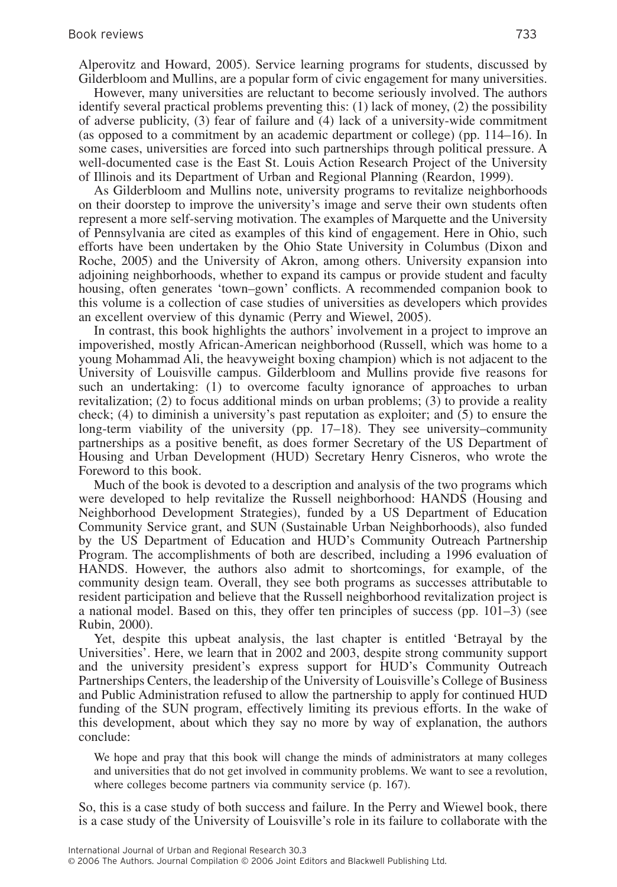Alperovitz and Howard, 2005). Service learning programs for students, discussed by Gilderbloom and Mullins, are a popular form of civic engagement for many universities.

However, many universities are reluctant to become seriously involved. The authors identify several practical problems preventing this: (1) lack of money, (2) the possibility of adverse publicity, (3) fear of failure and (4) lack of a university-wide commitment (as opposed to a commitment by an academic department or college) (pp. 114–16). In some cases, universities are forced into such partnerships through political pressure. A well-documented case is the East St. Louis Action Research Project of the University of Illinois and its Department of Urban and Regional Planning (Reardon, 1999).

As Gilderbloom and Mullins note, university programs to revitalize neighborhoods on their doorstep to improve the university's image and serve their own students often represent a more self-serving motivation. The examples of Marquette and the University of Pennsylvania are cited as examples of this kind of engagement. Here in Ohio, such efforts have been undertaken by the Ohio State University in Columbus (Dixon and Roche, 2005) and the University of Akron, among others. University expansion into adjoining neighborhoods, whether to expand its campus or provide student and faculty housing, often generates 'town–gown' conflicts. A recommended companion book to this volume is a collection of case studies of universities as developers which provides an excellent overview of this dynamic (Perry and Wiewel, 2005).

In contrast, this book highlights the authors' involvement in a project to improve an impoverished, mostly African-American neighborhood (Russell, which was home to a young Mohammad Ali, the heavyweight boxing champion) which is not adjacent to the University of Louisville campus. Gilderbloom and Mullins provide five reasons for such an undertaking: (1) to overcome faculty ignorance of approaches to urban revitalization; (2) to focus additional minds on urban problems; (3) to provide a reality check; (4) to diminish a university's past reputation as exploiter; and (5) to ensure the long-term viability of the university (pp. 17–18). They see university–community partnerships as a positive benefit, as does former Secretary of the US Department of Housing and Urban Development (HUD) Secretary Henry Cisneros, who wrote the Foreword to this book.

Much of the book is devoted to a description and analysis of the two programs which were developed to help revitalize the Russell neighborhood: HANDS (Housing and Neighborhood Development Strategies), funded by a US Department of Education Community Service grant, and SUN (Sustainable Urban Neighborhoods), also funded by the US Department of Education and HUD's Community Outreach Partnership Program. The accomplishments of both are described, including a 1996 evaluation of HANDS. However, the authors also admit to shortcomings, for example, of the community design team. Overall, they see both programs as successes attributable to resident participation and believe that the Russell neighborhood revitalization project is a national model. Based on this, they offer ten principles of success (pp. 101–3) (see Rubin, 2000).

Yet, despite this upbeat analysis, the last chapter is entitled 'Betrayal by the Universities'. Here, we learn that in 2002 and 2003, despite strong community support and the university president's express support for HUD's Community Outreach Partnerships Centers, the leadership of the University of Louisville's College of Business and Public Administration refused to allow the partnership to apply for continued HUD funding of the SUN program, effectively limiting its previous efforts. In the wake of this development, about which they say no more by way of explanation, the authors conclude:

> We hope and pray that this book will change the minds of administrators at many colleges and universities that do not get involved in community problems. We want to see a revolution, where colleges become partners via community service (p. 167).

So, this is a case study of both success and failure. In the Perry and Wiewel book, there is a case study of the University of Louisville's role in its failure to collaborate with the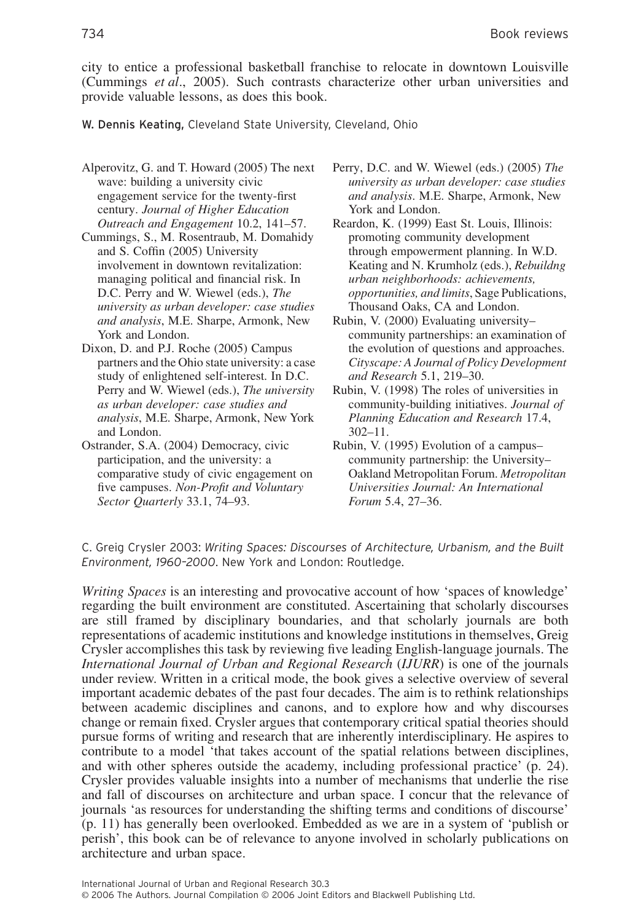city to entice a professional basketball franchise to relocate in downtown Louisville (Cummings *et al*., 2005). Such contrasts characterize other urban universities and provide valuable lessons, as does this book.

W. Dennis Keating, Cleveland State University, Cleveland, Ohio

Alperovitz, G. and T. Howard (2005) The next wave: building a university civic engagement service for the twenty-first century. *Journal of Higher Education Outreach and Engagement* 10.2, 141–57.

Cummings, S., M. Rosentraub, M. Domahidy and S. Coffin (2005) University involvement in downtown revitalization: managing political and financial risk. In D.C. Perry and W. Wiewel (eds.), *The university as urban developer: case studies and analysis*, M.E. Sharpe, Armonk, New York and London.

Dixon, D. and P.J. Roche (2005) Campus partners and the Ohio state university: a case study of enlightened self-interest. In D.C. Perry and W. Wiewel (eds.), *The university as urban developer: case studies and analysis*, M.E. Sharpe, Armonk, New York and London.

Ostrander, S.A. (2004) Democracy, civic participation, and the university: a comparative study of civic engagement on five campuses. *Non-Profit and Voluntary Sector Quarterly* 33.1, 74–93.

Perry, D.C. and W. Wiewel (eds.) (2005) *The university as urban developer: case studies and analysis*. M.E. Sharpe, Armonk, New York and London.

Reardon, K. (1999) East St. Louis, Illinois: promoting community development through empowerment planning. In W.D. Keating and N. Krumholz (eds.), *Rebuildng urban neighborhoods: achievements, opportunities, and limits*, Sage Publications, Thousand Oaks, CA and London.

Rubin, V. (2000) Evaluating university–community partnerships: an examination of the evolution of questions and approaches. *Cityscape: A Journal of Policy Development and Research* 5.1, 219–30.

Rubin, V. (1998) The roles of universities in community-building initiatives. *Journal of Planning Education and Research* 17.4, 302–11.

Rubin, V. (1995) Evolution of a campus–community partnership: the University–Oakland Metropolitan Forum. *Metropolitan Universities Journal: An International Forum* 5.4, 27–36.

C. Greig Crysler 2003: *Writing Spaces: Discourses of Architecture, Urbanism, and the Built Environment, 1960–2000*. New York and London: Routledge.

*Writing Spaces* is an interesting and provocative account of how 'spaces of knowledge' regarding the built environment are constituted. Ascertaining that scholarly discourses are still framed by disciplinary boundaries, and that scholarly journals are both representations of academic institutions and knowledge institutions in themselves, Greig Crysler accomplishes this task by reviewing five leading English-language journals. The *International Journal of Urban and Regional Research* (*IJURR*) is one of the journals under review. Written in a critical mode, the book gives a selective overview of several important academic debates of the past four decades. The aim is to rethink relationships between academic disciplines and canons, and to explore how and why discourses change or remain fixed. Crysler argues that contemporary critical spatial theories should pursue forms of writing and research that are inherently interdisciplinary. He aspires to contribute to a model 'that takes account of the spatial relations between disciplines, and with other spheres outside the academy, including professional practice' (p. 24). Crysler provides valuable insights into a number of mechanisms that underlie the rise and fall of discourses on architecture and urban space. I concur that the relevance of journals 'as resources for understanding the shifting terms and conditions of discourse' (p. 11) has generally been overlooked. Embedded as we are in a system of 'publish or perish', this book can be of relevance to anyone involved in scholarly publications on architecture and urban space.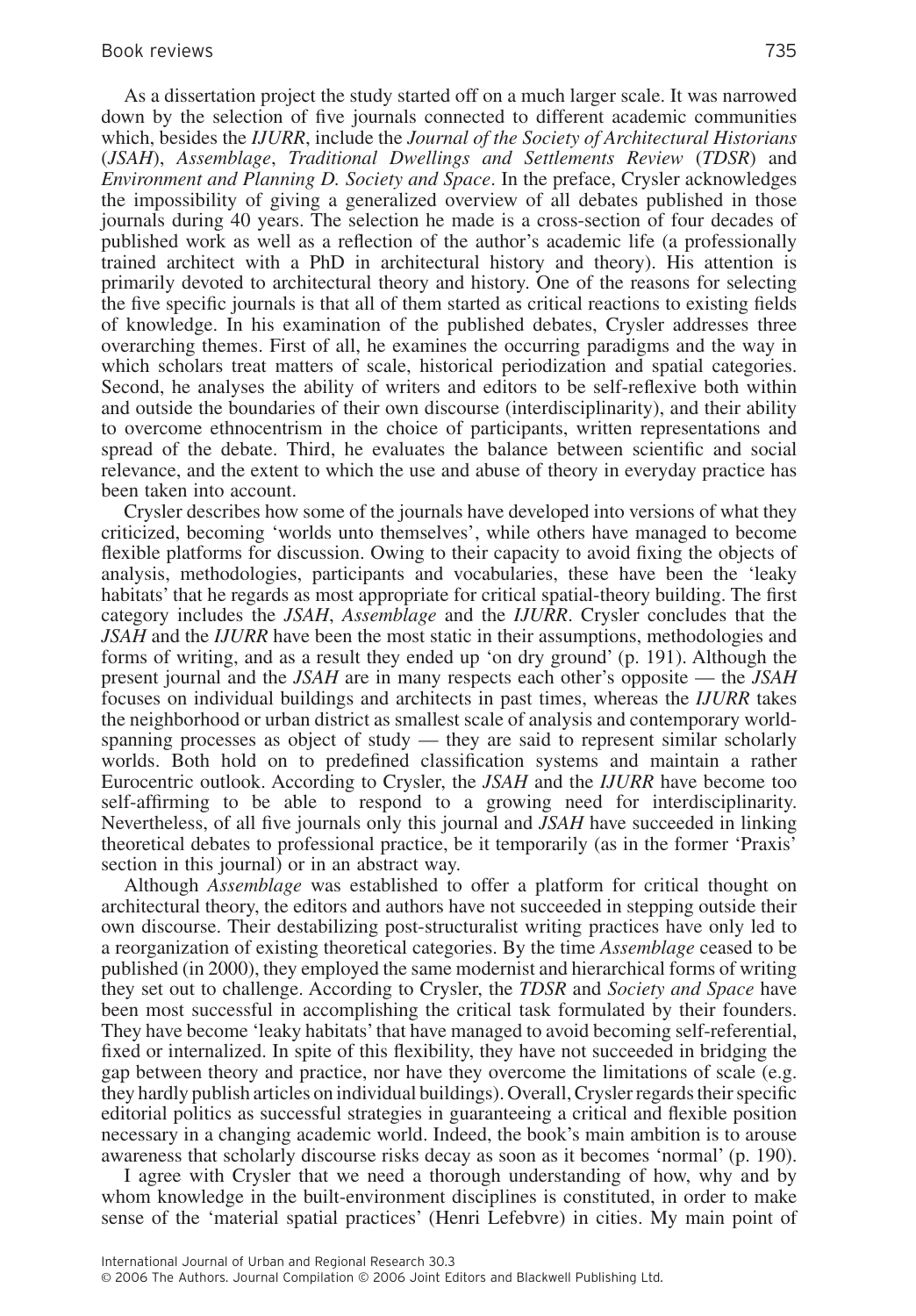As a dissertation project the study started off on a much larger scale. It was narrowed down by the selection of five journals connected to different academic communities which, besides the *IJURR*, include the *Journal of the Society of Architectural Historians* (*JSAH*), *Assemblage*, *Traditional Dwellings and Settlements Review* (*TDSR*) and *Environment and Planning D. Society and Space*. In the preface, Crysler acknowledges the impossibility of giving a generalized overview of all debates published in those journals during 40 years. The selection he made is a cross-section of four decades of published work as well as a reflection of the author's academic life (a professionally trained architect with a PhD in architectural history and theory). His attention is primarily devoted to architectural theory and history. One of the reasons for selecting the five specific journals is that all of them started as critical reactions to existing fields of knowledge. In his examination of the published debates, Crysler addresses three overarching themes. First of all, he examines the occurring paradigms and the way in which scholars treat matters of scale, historical periodization and spatial categories. Second, he analyses the ability of writers and editors to be self-reflexive both within and outside the boundaries of their own discourse (interdisciplinarity), and their ability to overcome ethnocentrism in the choice of participants, written representations and spread of the debate. Third, he evaluates the balance between scientific and social relevance, and the extent to which the use and abuse of theory in everyday practice has been taken into account.

Crysler describes how some of the journals have developed into versions of what they criticized, becoming 'worlds unto themselves', while others have managed to become flexible platforms for discussion. Owing to their capacity to avoid fixing the objects of analysis, methodologies, participants and vocabularies, these have been the 'leaky habitats' that he regards as most appropriate for critical spatial-theory building. The first category includes the *JSAH*, *Assemblage* and the *IJURR*. Crysler concludes that the *JSAH* and the *IJURR* have been the most static in their assumptions, methodologies and forms of writing, and as a result they ended up 'on dry ground' (p. 191). Although the present journal and the *JSAH* are in many respects each other's opposite — the *JSAH* focuses on individual buildings and architects in past times, whereas the *IJURR* takes the neighborhood or urban district as smallest scale of analysis and contemporary world-spanning processes as object of study — they are said to represent similar scholarly worlds. Both hold on to predefined classification systems and maintain a rather Eurocentric outlook. According to Crysler, the *JSAH* and the *IJURR* have become too self-affirming to be able to respond to a growing need for interdisciplinarity. Nevertheless, of all five journals only this journal and *JSAH* have succeeded in linking theoretical debates to professional practice, be it temporarily (as in the former 'Praxis' section in this journal) or in an abstract way.

Although *Assemblage* was established to offer a platform for critical thought on architectural theory, the editors and authors have not succeeded in stepping outside their own discourse. Their destabilizing post-structuralist writing practices have only led to a reorganization of existing theoretical categories. By the time *Assemblage* ceased to be published (in 2000), they employed the same modernist and hierarchical forms of writing they set out to challenge. According to Crysler, the *TDSR* and *Society and Space* have been most successful in accomplishing the critical task formulated by their founders. They have become 'leaky habitats' that have managed to avoid becoming self-referential, fixed or internalized. In spite of this flexibility, they have not succeeded in bridging the gap between theory and practice, nor have they overcome the limitations of scale (e.g. they hardly publish articles on individual buildings). Overall, Crysler regards their specific editorial politics as successful strategies in guaranteeing a critical and flexible position necessary in a changing academic world. Indeed, the book's main ambition is to arouse awareness that scholarly discourse risks decay as soon as it becomes 'normal' (p. 190).

I agree with Crysler that we need a thorough understanding of how, why and by whom knowledge in the built-environment disciplines is constituted, in order to make sense of the 'material spatial practices' (Henri Lefebvre) in cities. My main point of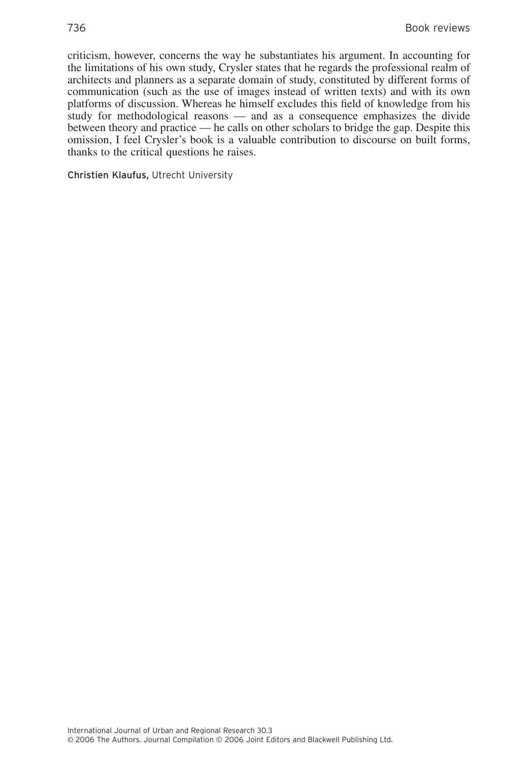criticism, however, concerns the way he substantiates his argument. In accounting for the limitations of his own study, Crysler states that he regards the professional realm of architects and planners as a separate domain of study, constituted by different forms of communication (such as the use of images instead of written texts) and with its own platforms of discussion. Whereas he himself excludes this field of knowledge from his study for methodological reasons — and as a consequence emphasizes the divide between theory and practice — he calls on other scholars to bridge the gap. Despite this omission, I feel Crysler's book is a valuable contribution to discourse on built forms, thanks to the critical questions he raises.

Christien Klaufus, Utrecht University